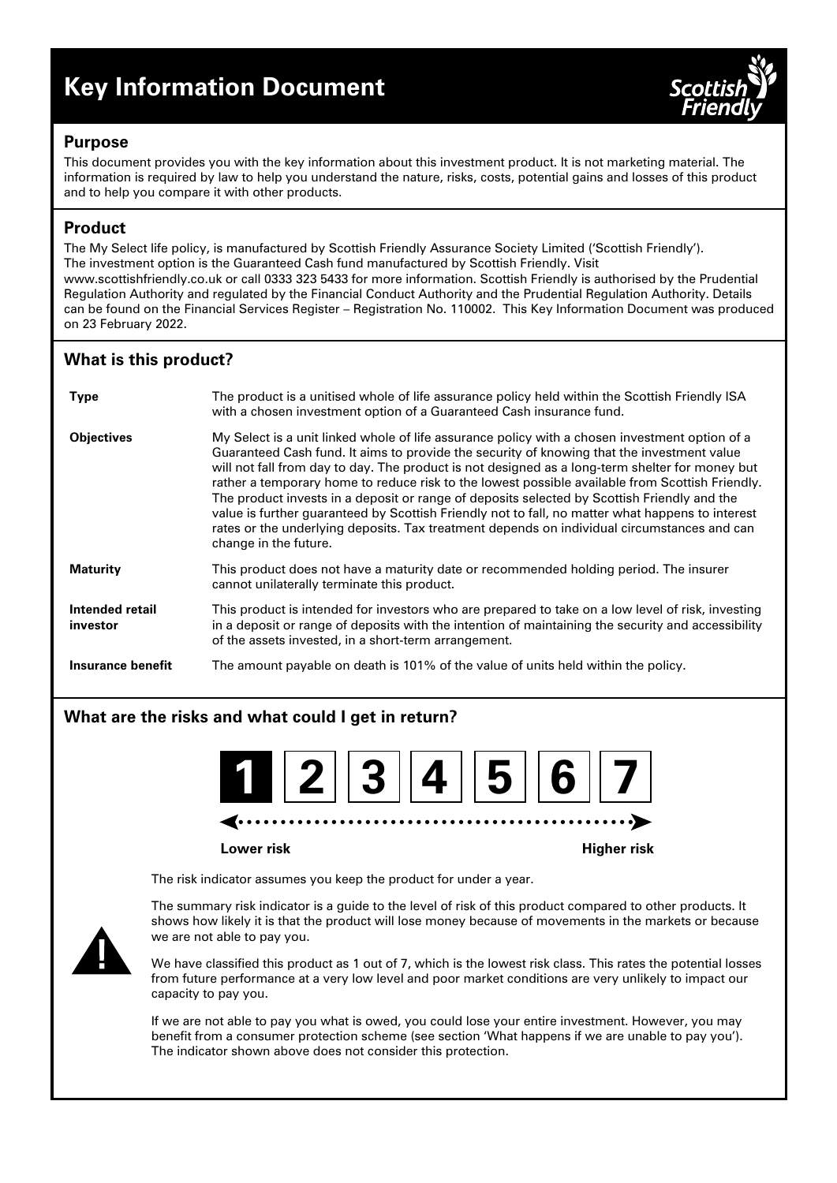# Key Information Document

## Purpose

This document provides you with the key information about this investment product. It is not marketing material. The information is required by law to help you understand the nature, risks, costs, potential gains and losses of this product and to help you compare it with other products.

## Product

The My Select life policy, is manufactured by Scottish Friendly Assurance Society Limited ('Scottish Friendly'). The investment option is the Guaranteed Cash fund manufactured by Scottish Friendly. Visit www.scottishfriendly.co.uk or call 0333 323 5433 for more information. Scottish Friendly is authorised by the Prudential Regulation Authority and regulated by the Financial Conduct Authority and the Prudential Regulation Authority. Details can be found on the Financial Services Register – Registration No. 110002. This Key Information Document was produced on 23 February 2022.

## What is this product?

| | |
|---|---|
| **Type** | The product is a unitised whole of life assurance policy held within the Scottish Friendly ISA with a chosen investment option of a Guaranteed Cash insurance fund. |
| **Objectives** | My Select is a unit linked whole of life assurance policy with a chosen investment option of a Guaranteed Cash fund. It aims to provide the security of knowing that the investment value will not fall from day to day. The product is not designed as a long-term shelter for money but rather a temporary home to reduce risk to the lowest possible available from Scottish Friendly. The product invests in a deposit or range of deposits selected by Scottish Friendly and the value is further guaranteed by Scottish Friendly not to fall, no matter what happens to interest rates or the underlying deposits. Tax treatment depends on individual circumstances and can change in the future. |
| **Maturity** | This product does not have a maturity date or recommended holding period. The insurer cannot unilaterally terminate this product. |
| **Intended retail investor** | This product is intended for investors who are prepared to take on a low level of risk, investing in a deposit or range of deposits with the intention of maintaining the security and accessibility of the assets invested, in a short-term arrangement. |
| **Insurance benefit** | The amount payable on death is 101% of the value of units held within the policy. |

## What are the risks and what could I get in return?

**1** | 2 | 3 | 4 | 5 | 6 | 7

**Lower risk** — **Higher risk**

The risk indicator assumes you keep the product for under a year.

The summary risk indicator is a guide to the level of risk of this product compared to other products. It shows how likely it is that the product will lose money because of movements in the markets or because we are not able to pay you.

We have classified this product as 1 out of 7, which is the lowest risk class. This rates the potential losses from future performance at a very low level and poor market conditions are very unlikely to impact our capacity to pay you.

If we are not able to pay you what is owed, you could lose your entire investment. However, you may benefit from a consumer protection scheme (see section 'What happens if we are unable to pay you'). The indicator shown above does not consider this protection.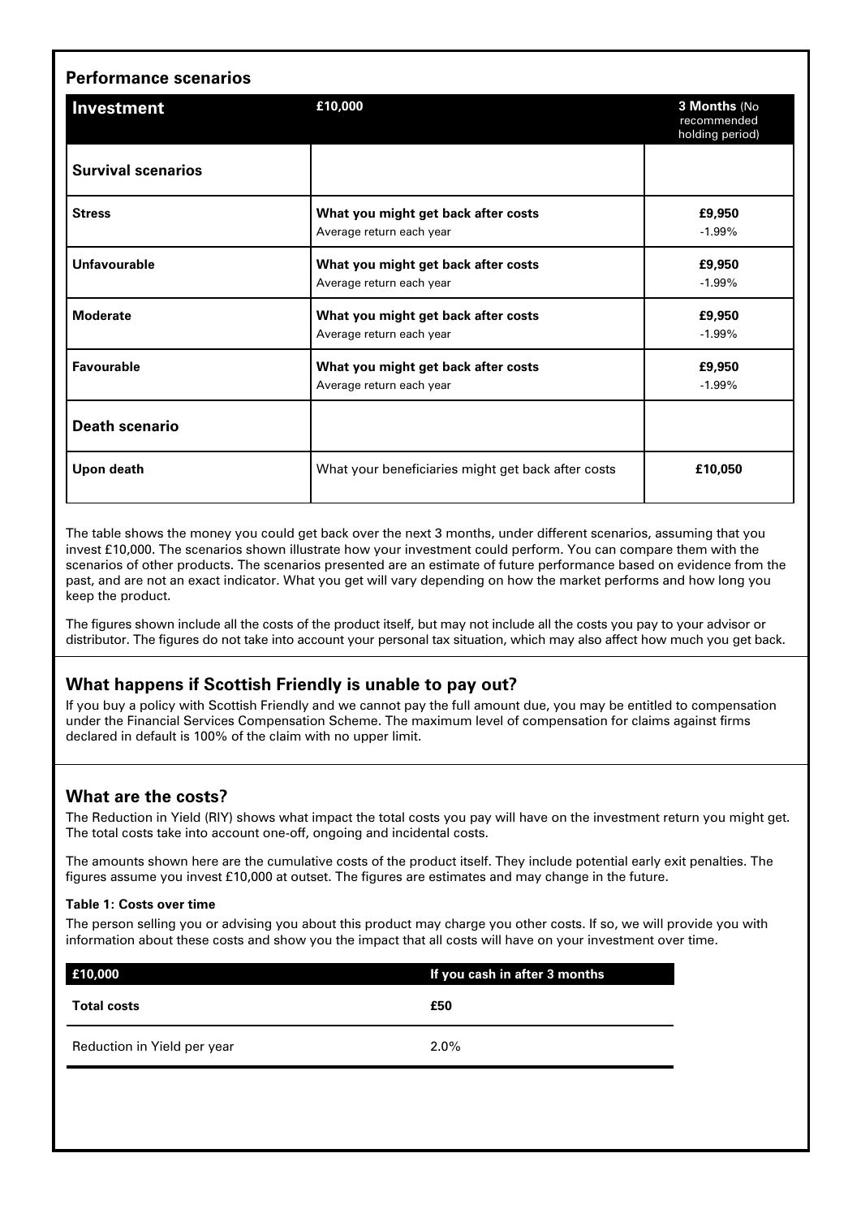## Performance scenarios

| Investment | £10,000 | 3 Months (No recommended holding period) |
|---|---|---|
| **Survival scenarios** | | |
| **Stress** | **What you might get back after costs**<br>Average return each year | **£9,950**<br>-1.99% |
| **Unfavourable** | **What you might get back after costs**<br>Average return each year | **£9,950**<br>-1.99% |
| **Moderate** | **What you might get back after costs**<br>Average return each year | **£9,950**<br>-1.99% |
| **Favourable** | **What you might get back after costs**<br>Average return each year | **£9,950**<br>-1.99% |
| **Death scenario** | | |
| **Upon death** | What your beneficiaries might get back after costs | **£10,050** |

The table shows the money you could get back over the next 3 months, under different scenarios, assuming that you invest £10,000. The scenarios shown illustrate how your investment could perform. You can compare them with the scenarios of other products. The scenarios presented are an estimate of future performance based on evidence from the past, and are not an exact indicator. What you get will vary depending on how the market performs and how long you keep the product.

The figures shown include all the costs of the product itself, but may not include all the costs you pay to your advisor or distributor. The figures do not take into account your personal tax situation, which may also affect how much you get back.

## What happens if Scottish Friendly is unable to pay out?

If you buy a policy with Scottish Friendly and we cannot pay the full amount due, you may be entitled to compensation under the Financial Services Compensation Scheme. The maximum level of compensation for claims against firms declared in default is 100% of the claim with no upper limit.

## What are the costs?

The Reduction in Yield (RIY) shows what impact the total costs you pay will have on the investment return you might get. The total costs take into account one-off, ongoing and incidental costs.

The amounts shown here are the cumulative costs of the product itself. They include potential early exit penalties. The figures assume you invest £10,000 at outset. The figures are estimates and may change in the future.

**Table 1: Costs over time**

The person selling you or advising you about this product may charge you other costs. If so, we will provide you with information about these costs and show you the impact that all costs will have on your investment over time.

| £10,000 | If you cash in after 3 months |
|---|---|
| **Total costs** | **£50** |
| Reduction in Yield per year | 2.0% |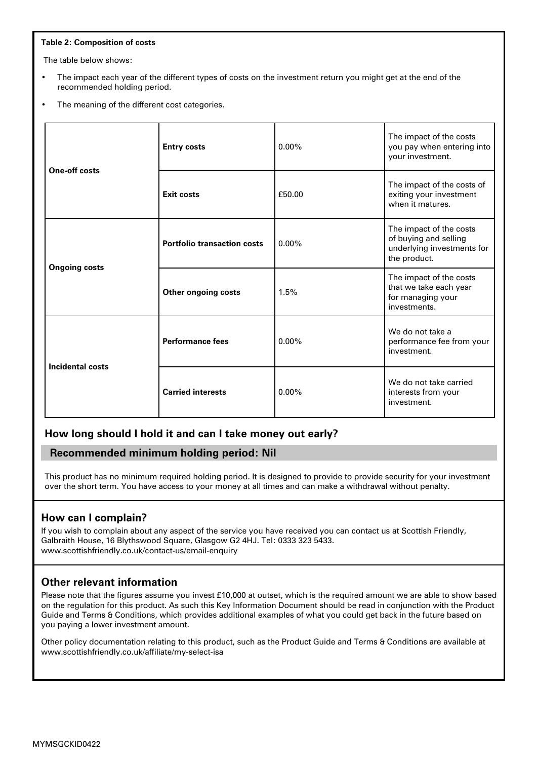**Table 2: Composition of costs**

The table below shows:

- The impact each year of the different types of costs on the investment return you might get at the end of the recommended holding period.
- The meaning of the different cost categories.

| | | | |
|---|---|---|---|
| **One-off costs** | **Entry costs** | 0.00% | The impact of the costs you pay when entering into your investment. |
| | **Exit costs** | £50.00 | The impact of the costs of exiting your investment when it matures. |
| **Ongoing costs** | **Portfolio transaction costs** | 0.00% | The impact of the costs of buying and selling underlying investments for the product. |
| | **Other ongoing costs** | 1.5% | The impact of the costs that we take each year for managing your investments. |
| **Incidental costs** | **Performance fees** | 0.00% | We do not take a performance fee from your investment. |
| | **Carried interests** | 0.00% | We do not take carried interests from your investment. |

## How long should I hold it and can I take money out early?

### Recommended minimum holding period: Nil

This product has no minimum required holding period. It is designed to provide to provide security for your investment over the short term. You have access to your money at all times and can make a withdrawal without penalty.

## How can I complain?

If you wish to complain about any aspect of the service you have received you can contact us at Scottish Friendly, Galbraith House, 16 Blythswood Square, Glasgow G2 4HJ. Tel: 0333 323 5433.
www.scottishfriendly.co.uk/contact-us/email-enquiry

## Other relevant information

Please note that the figures assume you invest £10,000 at outset, which is the required amount we are able to show based on the regulation for this product. As such this Key Information Document should be read in conjunction with the Product Guide and Terms & Conditions, which provides additional examples of what you could get back in the future based on you paying a lower investment amount.

Other policy documentation relating to this product, such as the Product Guide and Terms & Conditions are available at www.scottishfriendly.co.uk/affiliate/my-select-isa

MYMSGCKID0422